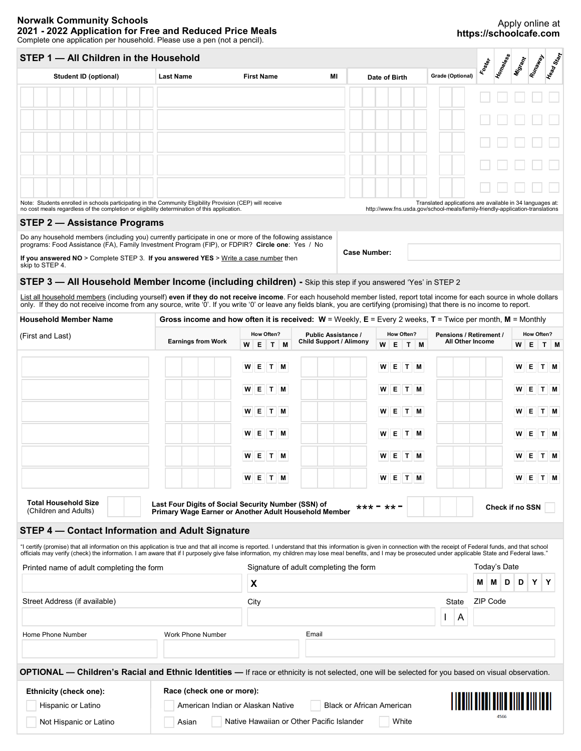**Norwalk Community Schools**
**2021 - 2022 Application for Free and Reduced Price Meals**
Complete one application per household. Please use a pen (not a pencil).

Apply online at
**https://schoolcafe.com**

## STEP 1 — All Children in the Household

| Student ID (optional) | Last Name | First Name | MI | Date of Birth | Grade (Optional) | Foster | Homeless | Migrant | Runaway | Head Start |
|---|---|---|---|---|---|---|---|---|---|---|
| | | | | | | ☐ | ☐ | ☐ | ☐ | ☐ |
| | | | | | | ☐ | ☐ | ☐ | ☐ | ☐ |
| | | | | | | ☐ | ☐ | ☐ | ☐ | ☐ |
| | | | | | | ☐ | ☐ | ☐ | ☐ | ☐ |
| | | | | | | ☐ | ☐ | ☐ | ☐ | ☐ |

Note: Students enrolled in schools participating in the Community Eligibility Provision (CEP) will receive no cost meals regardless of the completion or eligibility determination of this application.

Translated applications are available in 34 languages at: http://www.fns.usda.gov/school-meals/family-friendly-application-translations

## STEP 2 — Assistance Programs

Do any household members (including you) currently participate in one or more of the following assistance programs: Food Assistance (FA), Family Investment Program (FIP), or FDPIR? **Circle one**: Yes / No

**If you answered NO** > Complete STEP 3. **If you answered YES** > Write a case number then skip to STEP 4.

**Case Number:** ____________________

## STEP 3 — All Household Member Income (including children) - Skip this step if you answered 'Yes' in STEP 2

List all household members (including yourself) **even if they do not receive income**. For each household member listed, report total income for each source in whole dollars only. If they do not receive income from any source, write '0'. If you write '0' or leave any fields blank, you are certifying (promising) that there is no income to report.

**Gross income and how often it is received: W** = Weekly, **E** = Every 2 weeks, **T** = Twice per month, **M** = Monthly

| Household Member Name (First and Last) | Earnings from Work | How Often? W E T M | Public Assistance / Child Support / Alimony | How Often? W E T M | Pensions / Retirement / All Other Income | How Often? W E T M |
|---|---|---|---|---|---|---|
| | | W E T M | | W E T M | | W E T M |
| | | W E T M | | W E T M | | W E T M |
| | | W E T M | | W E T M | | W E T M |
| | | W E T M | | W E T M | | W E T M |
| | | W E T M | | W E T M | | W E T M |
| | | W E T M | | W E T M | | W E T M |

**Total Household Size** (Children and Adults): ____

**Last Four Digits of Social Security Number (SSN) of Primary Wage Earner or Another Adult Household Member** *** - ** - ____

**Check if no SSN** ☐

## STEP 4 — Contact Information and Adult Signature

"I certify (promise) that all information on this application is true and that all income is reported. I understand that this information is given in connection with the receipt of Federal funds, and that school officials may verify (check) the information. I am aware that if I purposely give false information, my children may lose meal benefits, and I may be prosecuted under applicable State and Federal laws."

| Printed name of adult completing the form | Signature of adult completing the form | Today's Date |
|---|---|---|
| | X | M M D D Y Y |

| Street Address (if available) | City | State | ZIP Code |
|---|---|---|---|
| | | I A | |

| Home Phone Number | Work Phone Number | Email |
|---|---|---|
| | | |

## OPTIONAL — Children's Racial and Ethnic Identities — If race or ethnicity is not selected, one will be selected for you based on visual observation.

**Ethnicity (check one):**
- ☐ Hispanic or Latino
- ☐ Not Hispanic or Latino

**Race (check one or more):**
- ☐ American Indian or Alaskan Native
- ☐ Black or African American
- ☐ Asian
- ☐ Native Hawaiian or Other Pacific Islander
- ☐ White

4566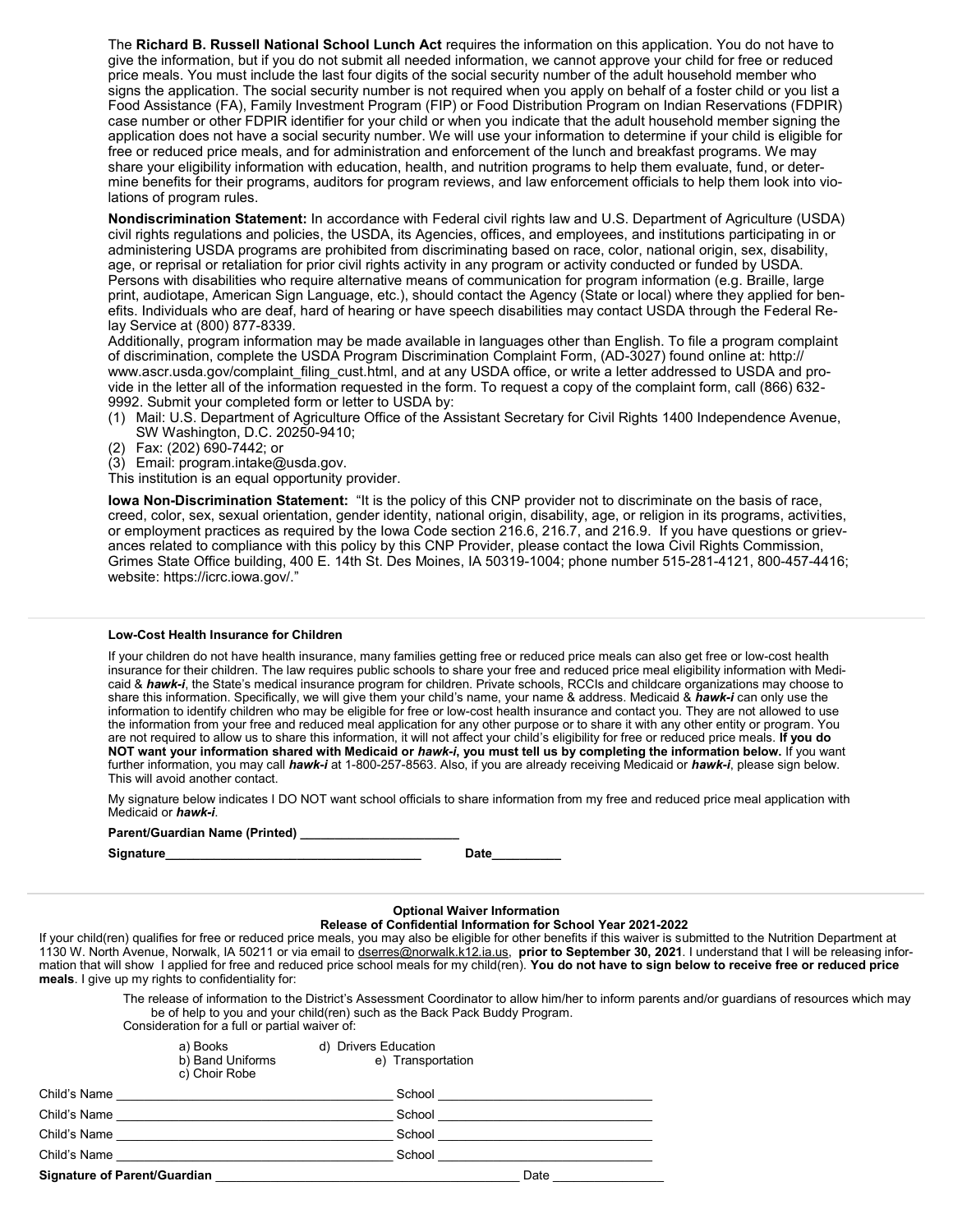The **Richard B. Russell National School Lunch Act** requires the information on this application. You do not have to give the information, but if you do not submit all needed information, we cannot approve your child for free or reduced price meals. You must include the last four digits of the social security number of the adult household member who signs the application. The social security number is not required when you apply on behalf of a foster child or you list a Food Assistance (FA), Family Investment Program (FIP) or Food Distribution Program on Indian Reservations (FDPIR) case number or other FDPIR identifier for your child or when you indicate that the adult household member signing the application does not have a social security number. We will use your information to determine if your child is eligible for free or reduced price meals, and for administration and enforcement of the lunch and breakfast programs. We may share your eligibility information with education, health, and nutrition programs to help them evaluate, fund, or determine benefits for their programs, auditors for program reviews, and law enforcement officials to help them look into violations of program rules.

**Nondiscrimination Statement:** In accordance with Federal civil rights law and U.S. Department of Agriculture (USDA) civil rights regulations and policies, the USDA, its Agencies, offices, and employees, and institutions participating in or administering USDA programs are prohibited from discriminating based on race, color, national origin, sex, disability, age, or reprisal or retaliation for prior civil rights activity in any program or activity conducted or funded by USDA. Persons with disabilities who require alternative means of communication for program information (e.g. Braille, large print, audiotape, American Sign Language, etc.), should contact the Agency (State or local) where they applied for benefits. Individuals who are deaf, hard of hearing or have speech disabilities may contact USDA through the Federal Relay Service at (800) 877-8339.
Additionally, program information may be made available in languages other than English. To file a program complaint of discrimination, complete the USDA Program Discrimination Complaint Form, (AD-3027) found online at: http://www.ascr.usda.gov/complaint_filing_cust.html, and at any USDA office, or write a letter addressed to USDA and provide in the letter all of the information requested in the form. To request a copy of the complaint form, call (866) 632-9992. Submit your completed form or letter to USDA by:

(1) Mail: U.S. Department of Agriculture Office of the Assistant Secretary for Civil Rights 1400 Independence Avenue, SW Washington, D.C. 20250-9410;
(2) Fax: (202) 690-7442; or
(3) Email: program.intake@usda.gov.

This institution is an equal opportunity provider.

**Iowa Non-Discrimination Statement:** "It is the policy of this CNP provider not to discriminate on the basis of race, creed, color, sex, sexual orientation, gender identity, national origin, disability, age, or religion in its programs, activities, or employment practices as required by the Iowa Code section 216.6, 216.7, and 216.9. If you have questions or grievances related to compliance with this policy by this CNP Provider, please contact the Iowa Civil Rights Commission, Grimes State Office building, 400 E. 14th St. Des Moines, IA 50319-1004; phone number 515-281-4121, 800-457-4416; website: https://icrc.iowa.gov/."

---

**Low-Cost Health Insurance for Children**

If your children do not have health insurance, many families getting free or reduced price meals can also get free or low-cost health insurance for their children. The law requires public schools to share your free and reduced price meal eligibility information with Medicaid & ***hawk-i***, the State's medical insurance program for children. Private schools, RCCIs and childcare organizations may choose to share this information. Specifically, we will give them your child's name, your name & address. Medicaid & ***hawk-i*** can only use the information to identify children who may be eligible for free or low-cost health insurance and contact you. They are not allowed to use the information from your free and reduced meal application for any other purpose or to share it with any other entity or program. You are not required to allow us to share this information, it will not affect your child's eligibility for free or reduced price meals. **If you do NOT want your information shared with Medicaid or *hawk-i*, you must tell us by completing the information below.** If you want further information, you may call ***hawk-i*** at 1-800-257-8563. Also, if you are already receiving Medicaid or ***hawk-i***, please sign below. This will avoid another contact.

My signature below indicates I DO NOT want school officials to share information from my free and reduced price meal application with Medicaid or ***hawk-i***.

**Parent/Guardian Name (Printed)** ______________________

**Signature**____________________________________ **Date**_________

---

**Optional Waiver Information**
**Release of Confidential Information for School Year 2021-2022**

If your child(ren) qualifies for free or reduced price meals, you may also be eligible for other benefits if this waiver is submitted to the Nutrition Department at 1130 W. North Avenue, Norwalk, IA 50211 or via email to dserres@norwalk.k12.ia.us, **prior to September 30, 2021**. I understand that I will be releasing information that will show I applied for free and reduced price school meals for my child(ren). **You do not have to sign below to receive free or reduced price meals**. I give up my rights to confidentiality for:

The release of information to the District's Assessment Coordinator to allow him/her to inform parents and/or guardians of resources which may be of help to you and your child(ren) such as the Back Pack Buddy Program.
Consideration for a full or partial waiver of:

a) Books
b) Band Uniforms
c) Choir Robe
d) Drivers Education
e) Transportation

Child's Name ________________________________ School ________________________

Child's Name ________________________________ School ________________________

Child's Name ________________________________ School ________________________

Child's Name ________________________________ School ________________________

**Signature of Parent/Guardian** ____________________________________ Date _______________